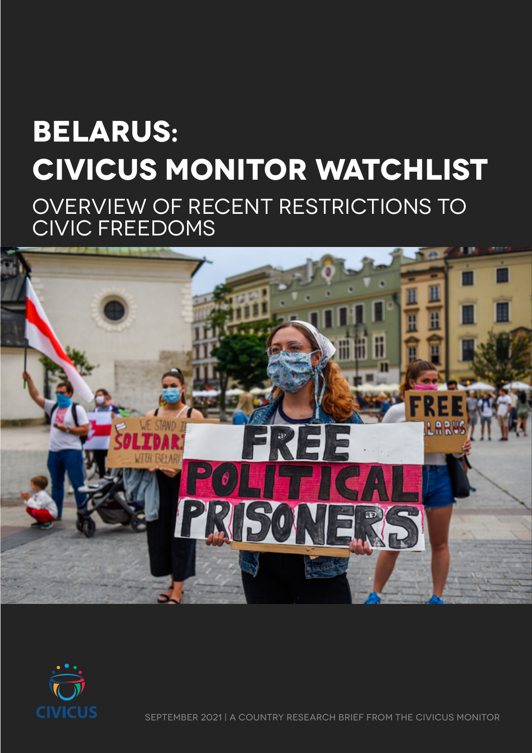# BELARUS: CIVICUS MONITOR WATCHLIST

## OVERVIEW OF RECENT RESTRICTIONS TO CIVIC FREEDOMS

CIVICUS

SEPTEMBER 2021 | A COUNTRY RESEARCH BRIEF FROM THE CIVICUS MONITOR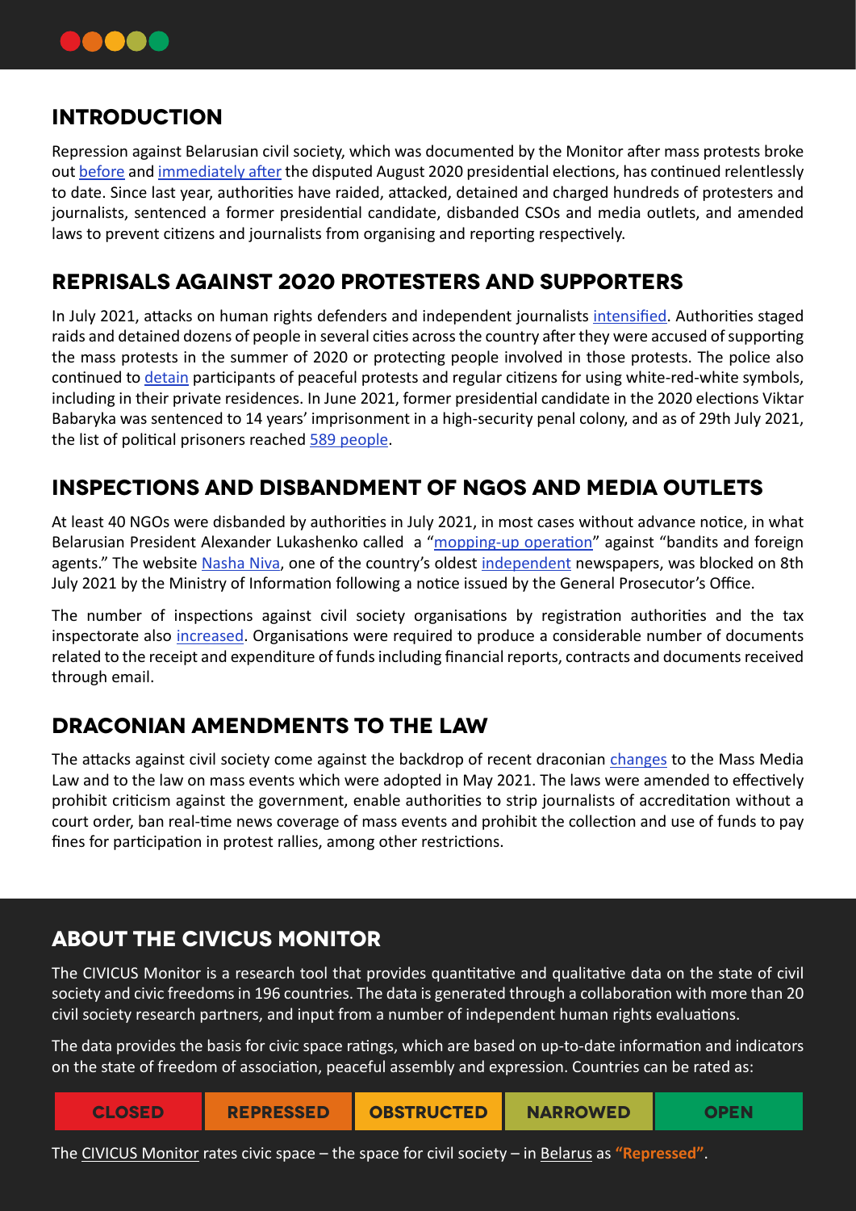## INTRODUCTION

Repression against Belarusian civil society, which was documented by the Monitor after mass protests broke out before and immediately after the disputed August 2020 presidential elections, has continued relentlessly to date. Since last year, authorities have raided, attacked, detained and charged hundreds of protesters and journalists, sentenced a former presidential candidate, disbanded CSOs and media outlets, and amended laws to prevent citizens and journalists from organising and reporting respectively.

## REPRISALS AGAINST 2020 PROTESTERS AND SUPPORTERS

In July 2021, attacks on human rights defenders and independent journalists intensified. Authorities staged raids and detained dozens of people in several cities across the country after they were accused of supporting the mass protests in the summer of 2020 or protecting people involved in those protests. The police also continued to detain participants of peaceful protests and regular citizens for using white-red-white symbols, including in their private residences. In June 2021, former presidential candidate in the 2020 elections Viktar Babaryka was sentenced to 14 years' imprisonment in a high-security penal colony, and as of 29th July 2021, the list of political prisoners reached 589 people.

## INSPECTIONS AND DISBANDMENT OF NGOS AND MEDIA OUTLETS

At least 40 NGOs were disbanded by authorities in July 2021, in most cases without advance notice, in what Belarusian President Alexander Lukashenko called a "mopping-up operation" against "bandits and foreign agents." The website Nasha Niva, one of the country's oldest independent newspapers, was blocked on 8th July 2021 by the Ministry of Information following a notice issued by the General Prosecutor's Office.

The number of inspections against civil society organisations by registration authorities and the tax inspectorate also increased. Organisations were required to produce a considerable number of documents related to the receipt and expenditure of funds including financial reports, contracts and documents received through email.

## DRACONIAN AMENDMENTS TO THE LAW

The attacks against civil society come against the backdrop of recent draconian changes to the Mass Media Law and to the law on mass events which were adopted in May 2021. The laws were amended to effectively prohibit criticism against the government, enable authorities to strip journalists of accreditation without a court order, ban real-time news coverage of mass events and prohibit the collection and use of funds to pay fines for participation in protest rallies, among other restrictions.

## ABOUT THE CIVICUS MONITOR

The CIVICUS Monitor is a research tool that provides quantitative and qualitative data on the state of civil society and civic freedoms in 196 countries. The data is generated through a collaboration with more than 20 civil society research partners, and input from a number of independent human rights evaluations.

The data provides the basis for civic space ratings, which are based on up-to-date information and indicators on the state of freedom of association, peaceful assembly and expression. Countries can be rated as:

| CLOSED | REPRESSED | OBSTRUCTED | NARROWED | OPEN |
| --- | --- | --- | --- | --- |

The CIVICUS Monitor rates civic space – the space for civil society – in Belarus as **"Repressed"**.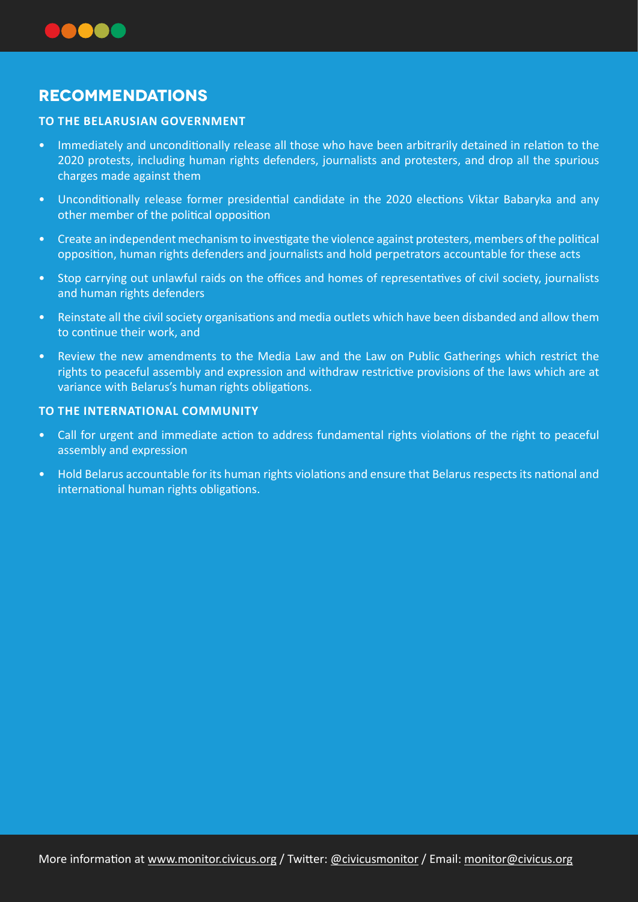## RECOMMENDATIONS

### TO THE BELARUSIAN GOVERNMENT

- Immediately and unconditionally release all those who have been arbitrarily detained in relation to the 2020 protests, including human rights defenders, journalists and protesters, and drop all the spurious charges made against them
- Unconditionally release former presidential candidate in the 2020 elections Viktar Babaryka and any other member of the political opposition
- Create an independent mechanism to investigate the violence against protesters, members of the political opposition, human rights defenders and journalists and hold perpetrators accountable for these acts
- Stop carrying out unlawful raids on the offices and homes of representatives of civil society, journalists and human rights defenders
- Reinstate all the civil society organisations and media outlets which have been disbanded and allow them to continue their work, and
- Review the new amendments to the Media Law and the Law on Public Gatherings which restrict the rights to peaceful assembly and expression and withdraw restrictive provisions of the laws which are at variance with Belarus's human rights obligations.

### TO THE INTERNATIONAL COMMUNITY

- Call for urgent and immediate action to address fundamental rights violations of the right to peaceful assembly and expression
- Hold Belarus accountable for its human rights violations and ensure that Belarus respects its national and international human rights obligations.